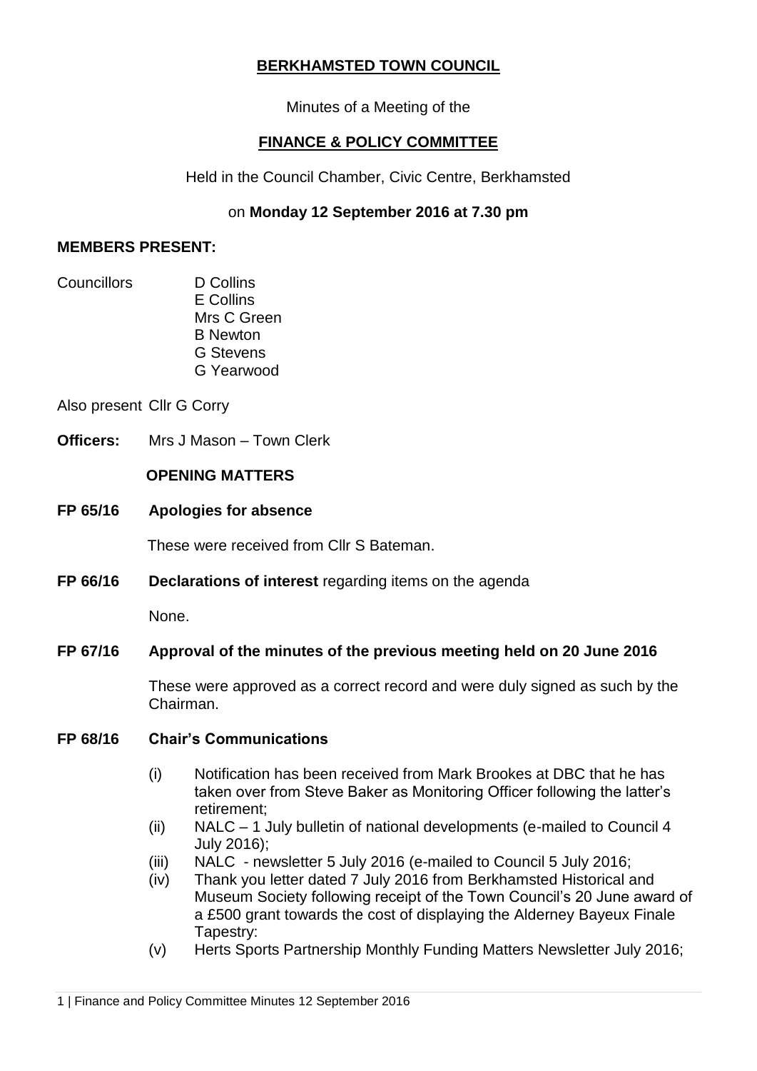# BERKHAMSTED TOWN COUNCIL

Minutes of a Meeting of the

## FINANCE & POLICY COMMITTEE

Held in the Council Chamber, Civic Centre, Berkhamsted

on **Monday 12 September 2016 at 7.30 pm**

**MEMBERS PRESENT:**

Councillors D Collins
E Collins
Mrs C Green
B Newton
G Stevens
G Yearwood

Also present Cllr G Corry

**Officers:** Mrs J Mason – Town Clerk

**OPENING MATTERS**

**FP 65/16 Apologies for absence**

These were received from Cllr S Bateman.

**FP 66/16 Declarations of interest** regarding items on the agenda

None.

**FP 67/16 Approval of the minutes of the previous meeting held on 20 June 2016**

These were approved as a correct record and were duly signed as such by the Chairman.

**FP 68/16 Chair's Communications**

(i) Notification has been received from Mark Brookes at DBC that he has taken over from Steve Baker as Monitoring Officer following the latter's retirement;
(ii) NALC – 1 July bulletin of national developments (e-mailed to Council 4 July 2016);
(iii) NALC - newsletter 5 July 2016 (e-mailed to Council 5 July 2016;
(iv) Thank you letter dated 7 July 2016 from Berkhamsted Historical and Museum Society following receipt of the Town Council's 20 June award of a £500 grant towards the cost of displaying the Alderney Bayeux Finale Tapestry:
(v) Herts Sports Partnership Monthly Funding Matters Newsletter July 2016;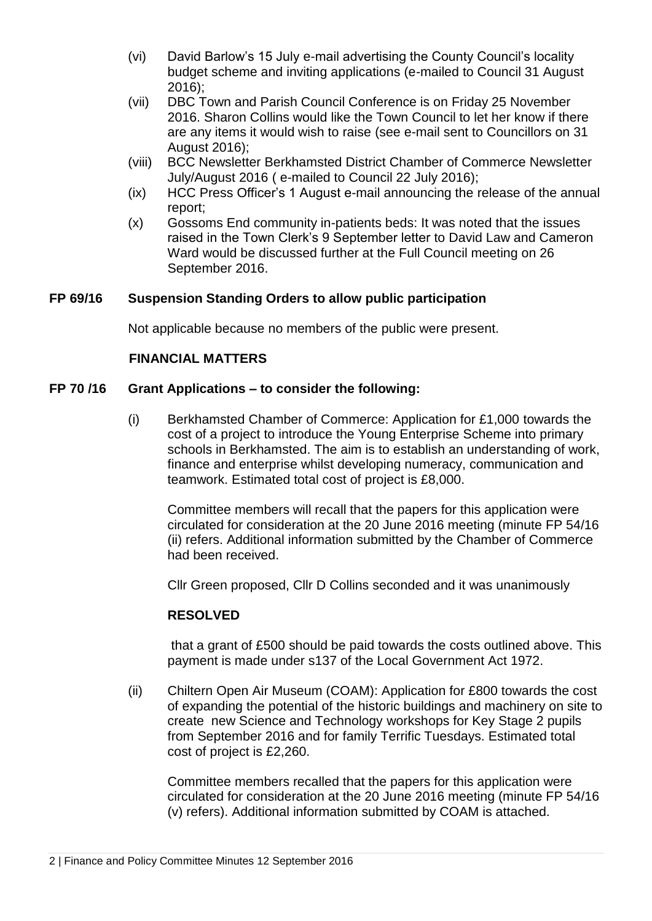(vi) David Barlow's 15 July e-mail advertising the County Council's locality budget scheme and inviting applications (e-mailed to Council 31 August 2016);

(vii) DBC Town and Parish Council Conference is on Friday 25 November 2016. Sharon Collins would like the Town Council to let her know if there are any items it would wish to raise (see e-mail sent to Councillors on 31 August 2016);

(viii) BCC Newsletter Berkhamsted District Chamber of Commerce Newsletter July/August 2016 ( e-mailed to Council 22 July 2016);

(ix) HCC Press Officer's 1 August e-mail announcing the release of the annual report;

(x) Gossoms End community in-patients beds: It was noted that the issues raised in the Town Clerk's 9 September letter to David Law and Cameron Ward would be discussed further at the Full Council meeting on 26 September 2016.

**FP 69/16 Suspension Standing Orders to allow public participation**

Not applicable because no members of the public were present.

**FINANCIAL MATTERS**

**FP 70 /16 Grant Applications – to consider the following:**

(i) Berkhamsted Chamber of Commerce: Application for £1,000 towards the cost of a project to introduce the Young Enterprise Scheme into primary schools in Berkhamsted. The aim is to establish an understanding of work, finance and enterprise whilst developing numeracy, communication and teamwork. Estimated total cost of project is £8,000.

Committee members will recall that the papers for this application were circulated for consideration at the 20 June 2016 meeting (minute FP 54/16 (ii) refers. Additional information submitted by the Chamber of Commerce had been received.

Cllr Green proposed, Cllr D Collins seconded and it was unanimously

**RESOLVED**

that a grant of £500 should be paid towards the costs outlined above. This payment is made under s137 of the Local Government Act 1972.

(ii) Chiltern Open Air Museum (COAM): Application for £800 towards the cost of expanding the potential of the historic buildings and machinery on site to create new Science and Technology workshops for Key Stage 2 pupils from September 2016 and for family Terrific Tuesdays. Estimated total cost of project is £2,260.

Committee members recalled that the papers for this application were circulated for consideration at the 20 June 2016 meeting (minute FP 54/16 (v) refers). Additional information submitted by COAM is attached.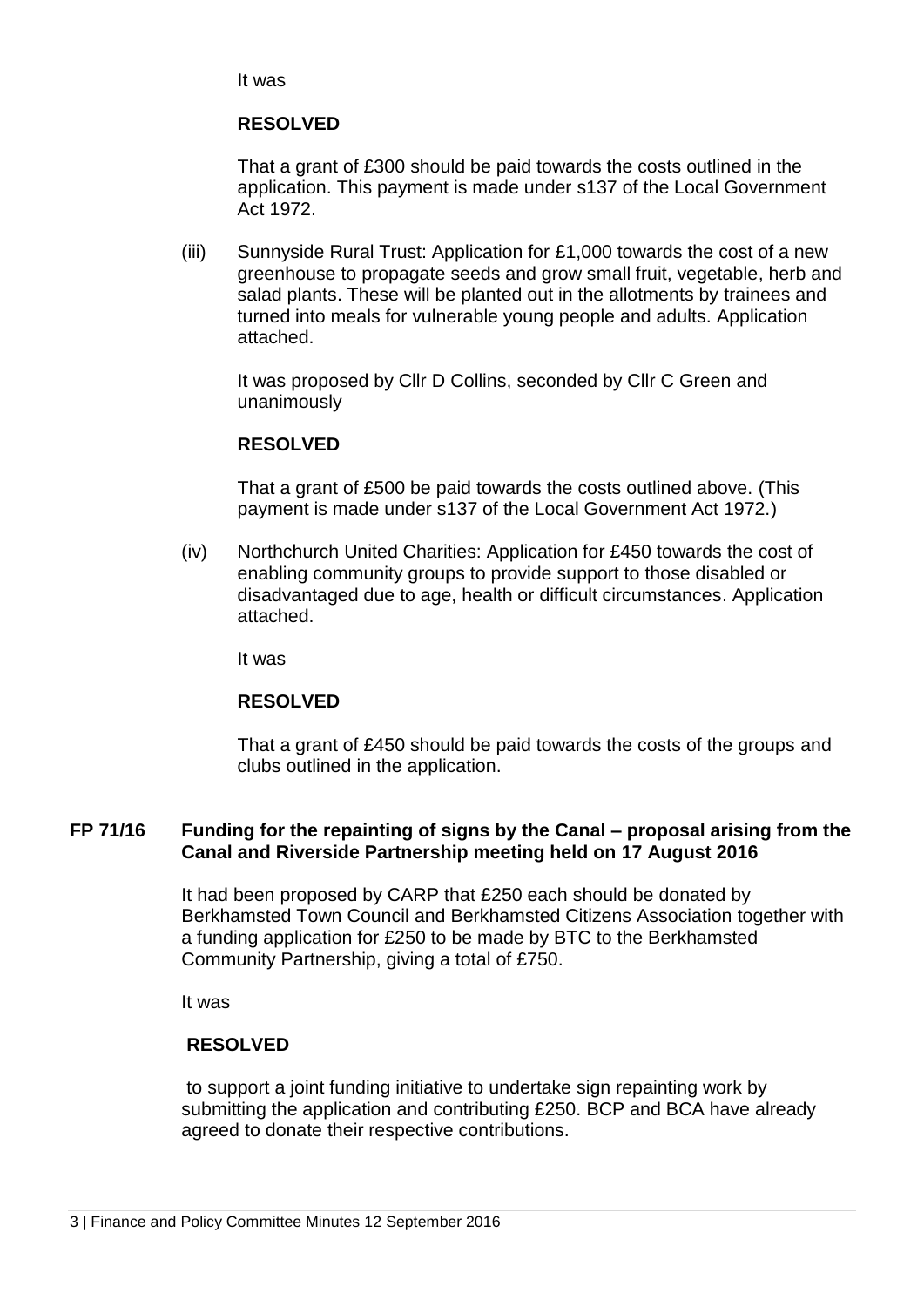It was

**RESOLVED**

That a grant of £300 should be paid towards the costs outlined in the application. This payment is made under s137 of the Local Government Act 1972.

(iii) Sunnyside Rural Trust: Application for £1,000 towards the cost of a new greenhouse to propagate seeds and grow small fruit, vegetable, herb and salad plants. These will be planted out in the allotments by trainees and turned into meals for vulnerable young people and adults. Application attached.

It was proposed by Cllr D Collins, seconded by Cllr C Green and unanimously

**RESOLVED**

That a grant of £500 be paid towards the costs outlined above. (This payment is made under s137 of the Local Government Act 1972.)

(iv) Northchurch United Charities: Application for £450 towards the cost of enabling community groups to provide support to those disabled or disadvantaged due to age, health or difficult circumstances. Application attached.

It was

**RESOLVED**

That a grant of £450 should be paid towards the costs of the groups and clubs outlined in the application.

**FP 71/16 Funding for the repainting of signs by the Canal – proposal arising from the Canal and Riverside Partnership meeting held on 17 August 2016**

It had been proposed by CARP that £250 each should be donated by Berkhamsted Town Council and Berkhamsted Citizens Association together with a funding application for £250 to be made by BTC to the Berkhamsted Community Partnership, giving a total of £750.

It was

**RESOLVED**

to support a joint funding initiative to undertake sign repainting work by submitting the application and contributing £250. BCP and BCA have already agreed to donate their respective contributions.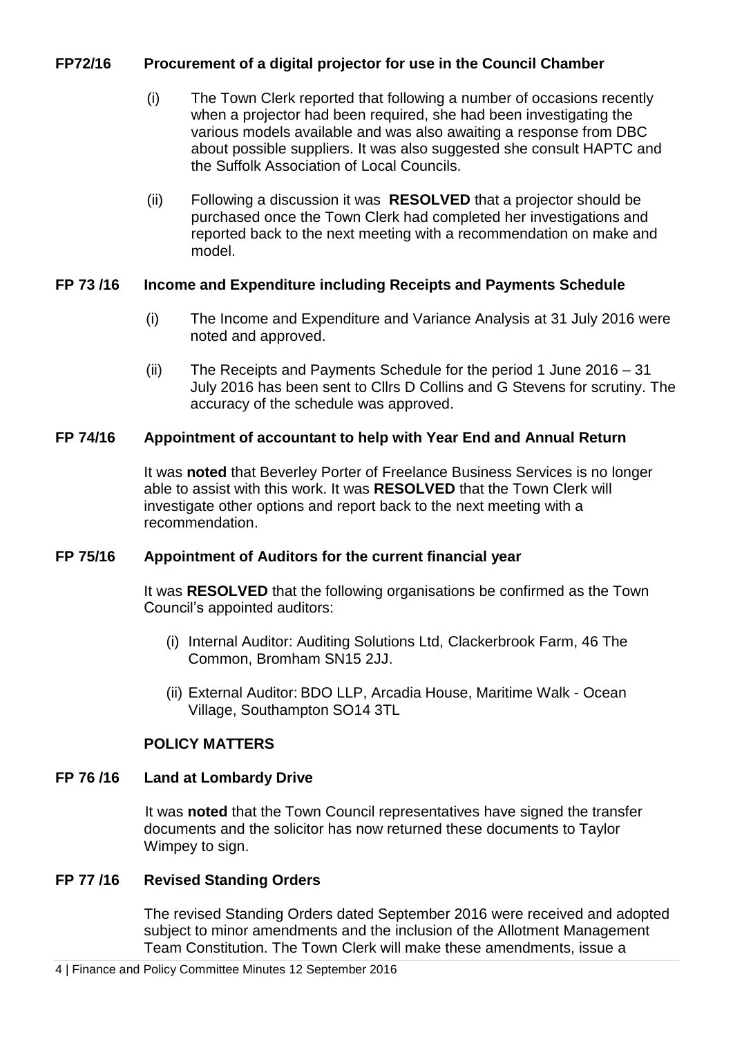**FP72/16 Procurement of a digital projector for use in the Council Chamber**

(i) The Town Clerk reported that following a number of occasions recently when a projector had been required, she had been investigating the various models available and was also awaiting a response from DBC about possible suppliers. It was also suggested she consult HAPTC and the Suffolk Association of Local Councils.

(ii) Following a discussion it was **RESOLVED** that a projector should be purchased once the Town Clerk had completed her investigations and reported back to the next meeting with a recommendation on make and model.

**FP 73 /16 Income and Expenditure including Receipts and Payments Schedule**

(i) The Income and Expenditure and Variance Analysis at 31 July 2016 were noted and approved.

(ii) The Receipts and Payments Schedule for the period 1 June 2016 – 31 July 2016 has been sent to Cllrs D Collins and G Stevens for scrutiny. The accuracy of the schedule was approved.

**FP 74/16 Appointment of accountant to help with Year End and Annual Return**

It was **noted** that Beverley Porter of Freelance Business Services is no longer able to assist with this work. It was **RESOLVED** that the Town Clerk will investigate other options and report back to the next meeting with a recommendation.

**FP 75/16 Appointment of Auditors for the current financial year**

It was **RESOLVED** that the following organisations be confirmed as the Town Council's appointed auditors:

(i) Internal Auditor: Auditing Solutions Ltd, Clackerbrook Farm, 46 The Common, Bromham SN15 2JJ.

(ii) External Auditor: BDO LLP, Arcadia House, Maritime Walk - Ocean Village, Southampton SO14 3TL

**POLICY MATTERS**

**FP 76 /16 Land at Lombardy Drive**

It was **noted** that the Town Council representatives have signed the transfer documents and the solicitor has now returned these documents to Taylor Wimpey to sign.

**FP 77 /16 Revised Standing Orders**

The revised Standing Orders dated September 2016 were received and adopted subject to minor amendments and the inclusion of the Allotment Management Team Constitution. The Town Clerk will make these amendments, issue a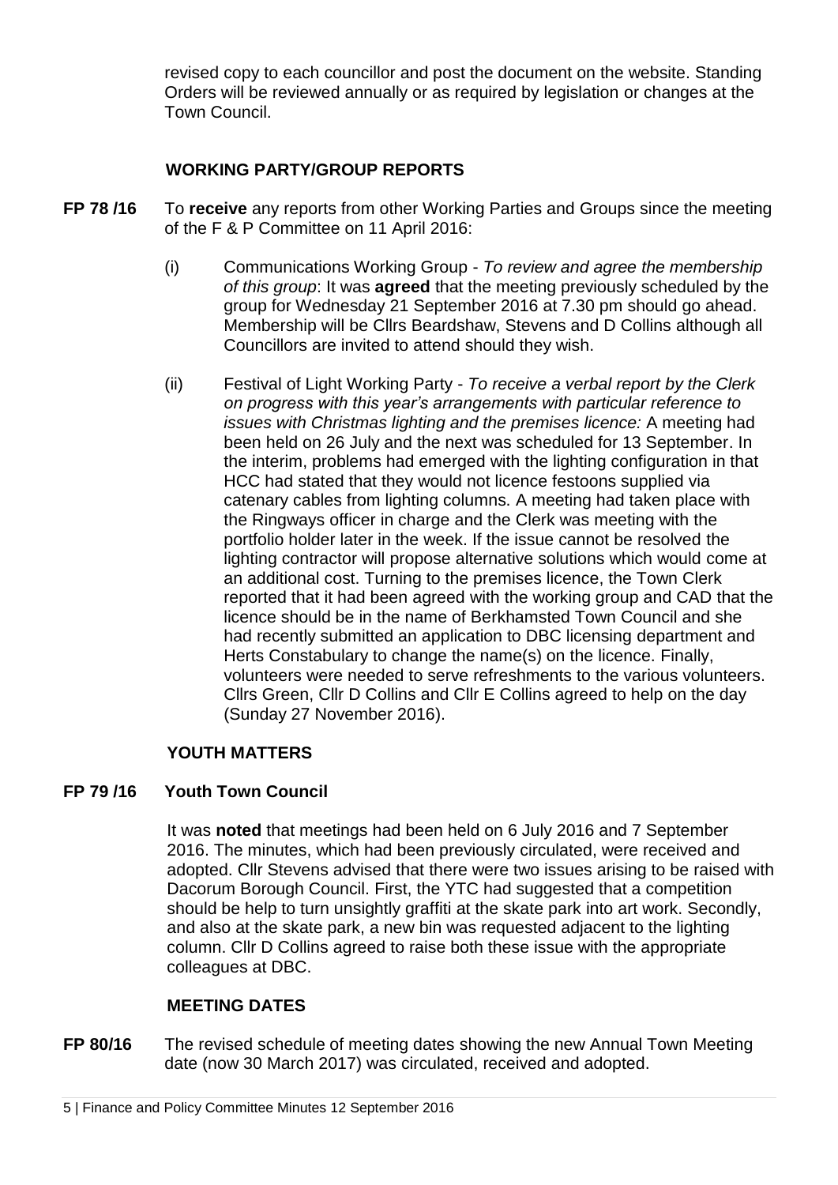revised copy to each councillor and post the document on the website. Standing Orders will be reviewed annually or as required by legislation or changes at the Town Council.

## WORKING PARTY/GROUP REPORTS

**FP 78 /16** To **receive** any reports from other Working Parties and Groups since the meeting of the F & P Committee on 11 April 2016:

(i) Communications Working Group - *To review and agree the membership of this group*: It was **agreed** that the meeting previously scheduled by the group for Wednesday 21 September 2016 at 7.30 pm should go ahead. Membership will be Cllrs Beardshaw, Stevens and D Collins although all Councillors are invited to attend should they wish.

(ii) Festival of Light Working Party - *To receive a verbal report by the Clerk on progress with this year's arrangements with particular reference to issues with Christmas lighting and the premises licence:* A meeting had been held on 26 July and the next was scheduled for 13 September. In the interim, problems had emerged with the lighting configuration in that HCC had stated that they would not licence festoons supplied via catenary cables from lighting columns. A meeting had taken place with the Ringways officer in charge and the Clerk was meeting with the portfolio holder later in the week. If the issue cannot be resolved the lighting contractor will propose alternative solutions which would come at an additional cost. Turning to the premises licence, the Town Clerk reported that it had been agreed with the working group and CAD that the licence should be in the name of Berkhamsted Town Council and she had recently submitted an application to DBC licensing department and Herts Constabulary to change the name(s) on the licence. Finally, volunteers were needed to serve refreshments to the various volunteers. Cllrs Green, Cllr D Collins and Cllr E Collins agreed to help on the day (Sunday 27 November 2016).

## YOUTH MATTERS

**FP 79 /16 Youth Town Council**

It was **noted** that meetings had been held on 6 July 2016 and 7 September 2016. The minutes, which had been previously circulated, were received and adopted. Cllr Stevens advised that there were two issues arising to be raised with Dacorum Borough Council. First, the YTC had suggested that a competition should be help to turn unsightly graffiti at the skate park into art work. Secondly, and also at the skate park, a new bin was requested adjacent to the lighting column. Cllr D Collins agreed to raise both these issue with the appropriate colleagues at DBC.

## MEETING DATES

**FP 80/16** The revised schedule of meeting dates showing the new Annual Town Meeting date (now 30 March 2017) was circulated, received and adopted.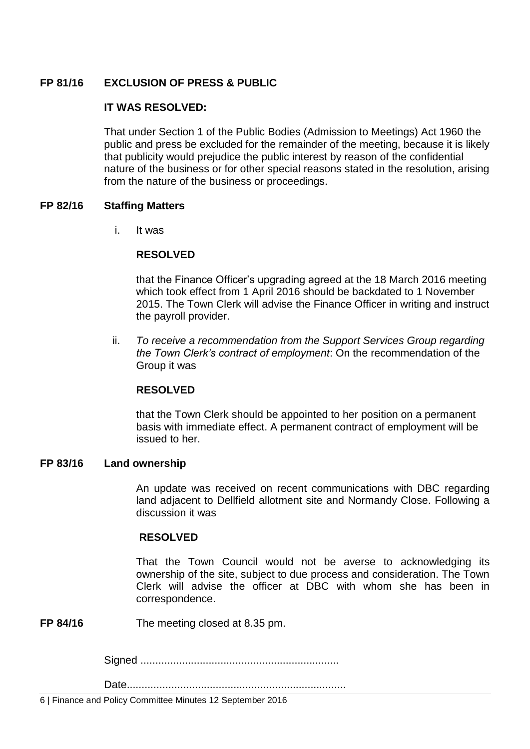**FP 81/16 EXCLUSION OF PRESS & PUBLIC**

**IT WAS RESOLVED:**

That under Section 1 of the Public Bodies (Admission to Meetings) Act 1960 the public and press be excluded for the remainder of the meeting, because it is likely that publicity would prejudice the public interest by reason of the confidential nature of the business or for other special reasons stated in the resolution, arising from the nature of the business or proceedings.

**FP 82/16 Staffing Matters**

i. It was

**RESOLVED**

that the Finance Officer's upgrading agreed at the 18 March 2016 meeting which took effect from 1 April 2016 should be backdated to 1 November 2015. The Town Clerk will advise the Finance Officer in writing and instruct the payroll provider.

ii. *To receive a recommendation from the Support Services Group regarding the Town Clerk's contract of employment*: On the recommendation of the Group it was

**RESOLVED**

that the Town Clerk should be appointed to her position on a permanent basis with immediate effect. A permanent contract of employment will be issued to her.

**FP 83/16 Land ownership**

An update was received on recent communications with DBC regarding land adjacent to Dellfield allotment site and Normandy Close. Following a discussion it was

**RESOLVED**

That the Town Council would not be averse to acknowledging its ownership of the site, subject to due process and consideration. The Town Clerk will advise the officer at DBC with whom she has been in correspondence.

**FP 84/16** The meeting closed at 8.35 pm.

Signed ..................................................................

Date.........................................................................